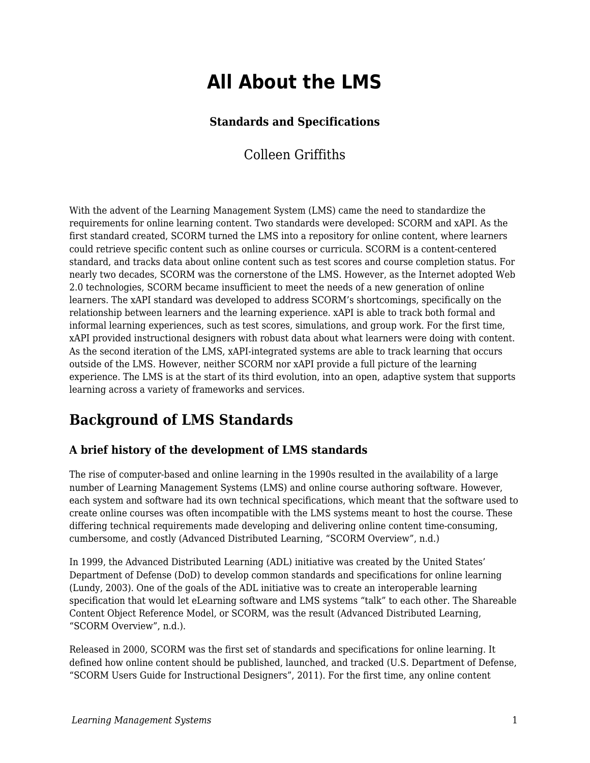# All About the LMS

### Standards and Specifications

Colleen Griffiths

With the advent of the Learning Management System (LMS) came the need to standardize the requirements for online learning content. Two standards were developed: SCORM and xAPI. As the first standard created, SCORM turned the LMS into a repository for online content, where learners could retrieve specific content such as online courses or curricula. SCORM is a content-centered standard, and tracks data about online content such as test scores and course completion status. For nearly two decades, SCORM was the cornerstone of the LMS. However, as the Internet adopted Web 2.0 technologies, SCORM became insufficient to meet the needs of a new generation of online learners. The xAPI standard was developed to address SCORM's shortcomings, specifically on the relationship between learners and the learning experience. xAPI is able to track both formal and informal learning experiences, such as test scores, simulations, and group work. For the first time, xAPI provided instructional designers with robust data about what learners were doing with content. As the second iteration of the LMS, xAPI-integrated systems are able to track learning that occurs outside of the LMS. However, neither SCORM nor xAPI provide a full picture of the learning experience. The LMS is at the start of its third evolution, into an open, adaptive system that supports learning across a variety of frameworks and services.

## Background of LMS Standards

### A brief history of the development of LMS standards

The rise of computer-based and online learning in the 1990s resulted in the availability of a large number of Learning Management Systems (LMS) and online course authoring software. However, each system and software had its own technical specifications, which meant that the software used to create online courses was often incompatible with the LMS systems meant to host the course. These differing technical requirements made developing and delivering online content time-consuming, cumbersome, and costly (Advanced Distributed Learning, "SCORM Overview", n.d.)

In 1999, the Advanced Distributed Learning (ADL) initiative was created by the United States' Department of Defense (DoD) to develop common standards and specifications for online learning (Lundy, 2003). One of the goals of the ADL initiative was to create an interoperable learning specification that would let eLearning software and LMS systems "talk" to each other. The Shareable Content Object Reference Model, or SCORM, was the result (Advanced Distributed Learning, "SCORM Overview", n.d.).

Released in 2000, SCORM was the first set of standards and specifications for online learning. It defined how online content should be published, launched, and tracked (U.S. Department of Defense, "SCORM Users Guide for Instructional Designers", 2011). For the first time, any online content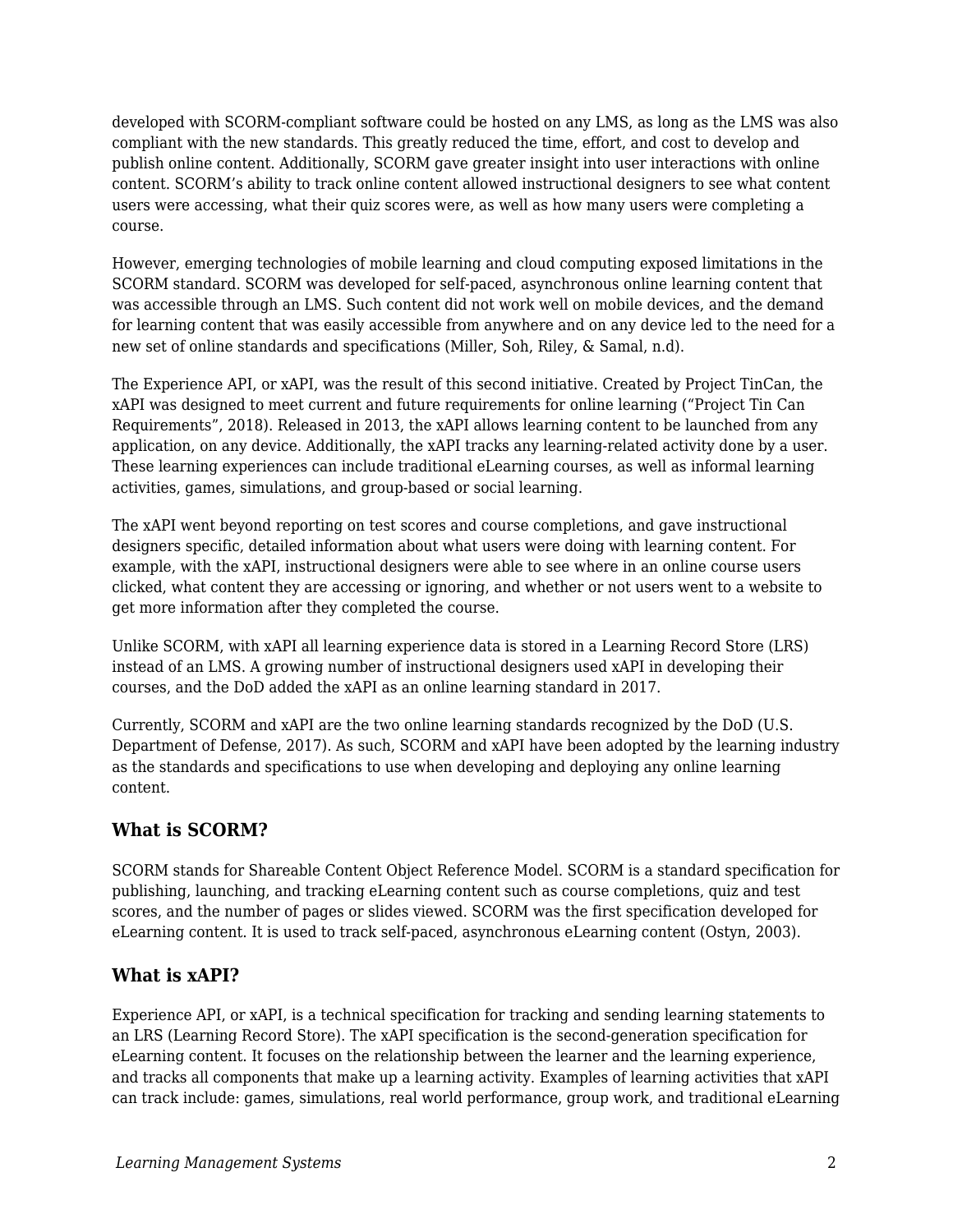developed with SCORM-compliant software could be hosted on any LMS, as long as the LMS was also compliant with the new standards. This greatly reduced the time, effort, and cost to develop and publish online content. Additionally, SCORM gave greater insight into user interactions with online content. SCORM's ability to track online content allowed instructional designers to see what content users were accessing, what their quiz scores were, as well as how many users were completing a course.

However, emerging technologies of mobile learning and cloud computing exposed limitations in the SCORM standard. SCORM was developed for self-paced, asynchronous online learning content that was accessible through an LMS. Such content did not work well on mobile devices, and the demand for learning content that was easily accessible from anywhere and on any device led to the need for a new set of online standards and specifications (Miller, Soh, Riley, & Samal, n.d).

The Experience API, or xAPI, was the result of this second initiative. Created by Project TinCan, the xAPI was designed to meet current and future requirements for online learning ("Project Tin Can Requirements", 2018). Released in 2013, the xAPI allows learning content to be launched from any application, on any device. Additionally, the xAPI tracks any learning-related activity done by a user. These learning experiences can include traditional eLearning courses, as well as informal learning activities, games, simulations, and group-based or social learning.

The xAPI went beyond reporting on test scores and course completions, and gave instructional designers specific, detailed information about what users were doing with learning content. For example, with the xAPI, instructional designers were able to see where in an online course users clicked, what content they are accessing or ignoring, and whether or not users went to a website to get more information after they completed the course.

Unlike SCORM, with xAPI all learning experience data is stored in a Learning Record Store (LRS) instead of an LMS. A growing number of instructional designers used xAPI in developing their courses, and the DoD added the xAPI as an online learning standard in 2017.

Currently, SCORM and xAPI are the two online learning standards recognized by the DoD (U.S. Department of Defense, 2017). As such, SCORM and xAPI have been adopted by the learning industry as the standards and specifications to use when developing and deploying any online learning content.

### What is SCORM?

SCORM stands for Shareable Content Object Reference Model. SCORM is a standard specification for publishing, launching, and tracking eLearning content such as course completions, quiz and test scores, and the number of pages or slides viewed. SCORM was the first specification developed for eLearning content. It is used to track self-paced, asynchronous eLearning content (Ostyn, 2003).

### What is xAPI?

Experience API, or xAPI, is a technical specification for tracking and sending learning statements to an LRS (Learning Record Store). The xAPI specification is the second-generation specification for eLearning content. It focuses on the relationship between the learner and the learning experience, and tracks all components that make up a learning activity. Examples of learning activities that xAPI can track include: games, simulations, real world performance, group work, and traditional eLearning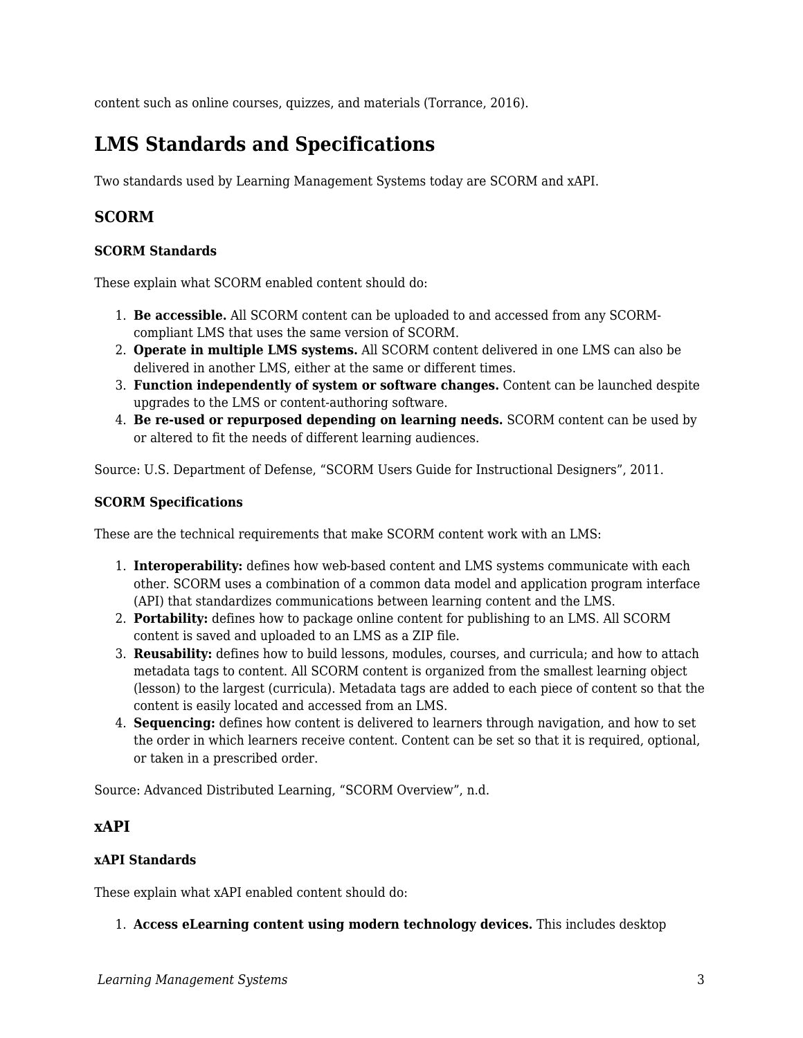content such as online courses, quizzes, and materials (Torrance, 2016).

## LMS Standards and Specifications

Two standards used by Learning Management Systems today are SCORM and xAPI.

### SCORM

#### SCORM Standards

These explain what SCORM enabled content should do:

1. **Be accessible.** All SCORM content can be uploaded to and accessed from any SCORM-compliant LMS that uses the same version of SCORM.
2. **Operate in multiple LMS systems.** All SCORM content delivered in one LMS can also be delivered in another LMS, either at the same or different times.
3. **Function independently of system or software changes.** Content can be launched despite upgrades to the LMS or content-authoring software.
4. **Be re-used or repurposed depending on learning needs.** SCORM content can be used by or altered to fit the needs of different learning audiences.

Source: U.S. Department of Defense, "SCORM Users Guide for Instructional Designers", 2011.

#### SCORM Specifications

These are the technical requirements that make SCORM content work with an LMS:

1. **Interoperability:** defines how web-based content and LMS systems communicate with each other. SCORM uses a combination of a common data model and application program interface (API) that standardizes communications between learning content and the LMS.
2. **Portability:** defines how to package online content for publishing to an LMS. All SCORM content is saved and uploaded to an LMS as a ZIP file.
3. **Reusability:** defines how to build lessons, modules, courses, and curricula; and how to attach metadata tags to content. All SCORM content is organized from the smallest learning object (lesson) to the largest (curricula). Metadata tags are added to each piece of content so that the content is easily located and accessed from an LMS.
4. **Sequencing:** defines how content is delivered to learners through navigation, and how to set the order in which learners receive content. Content can be set so that it is required, optional, or taken in a prescribed order.

Source: Advanced Distributed Learning, "SCORM Overview", n.d.

### xAPI

#### xAPI Standards

These explain what xAPI enabled content should do:

1. **Access eLearning content using modern technology devices.** This includes desktop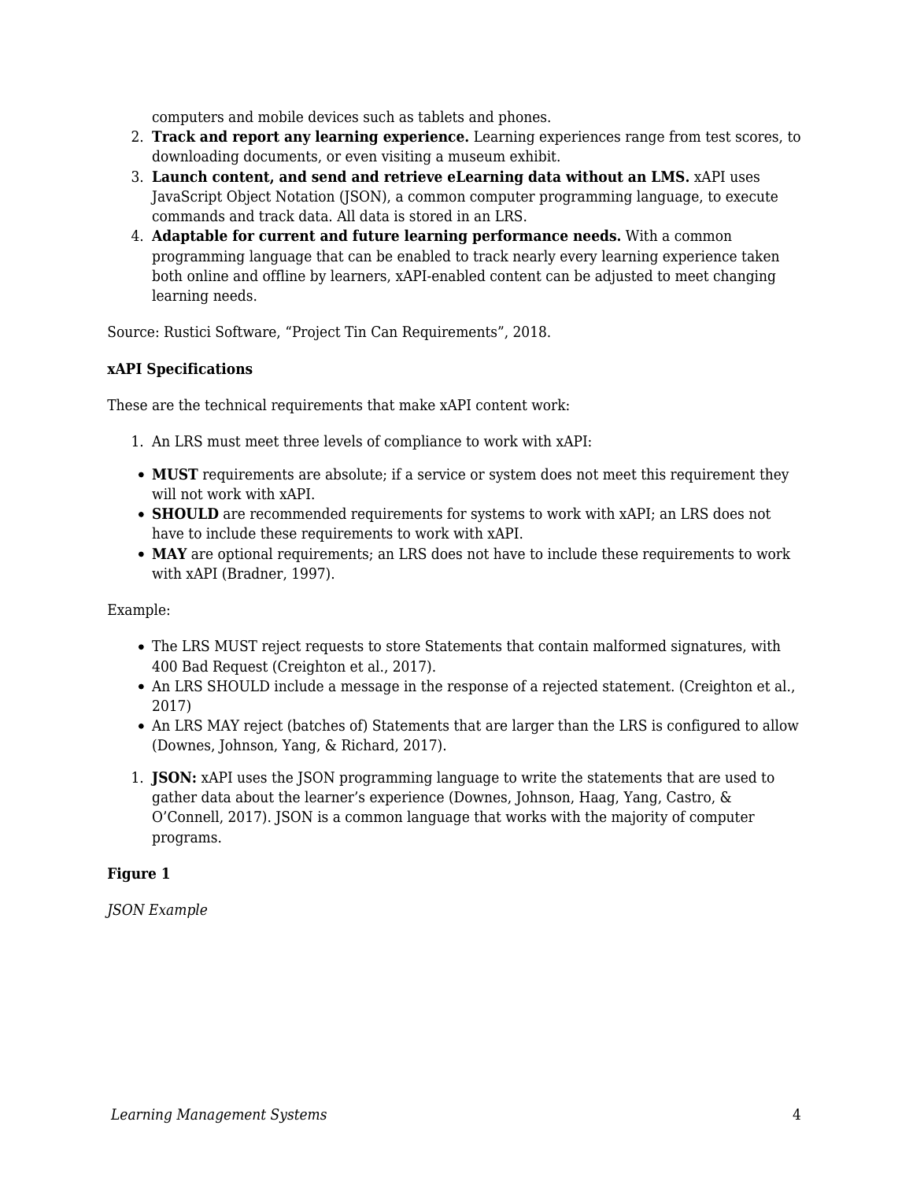computers and mobile devices such as tablets and phones.

2. **Track and report any learning experience.** Learning experiences range from test scores, to downloading documents, or even visiting a museum exhibit.
3. **Launch content, and send and retrieve eLearning data without an LMS.** xAPI uses JavaScript Object Notation (JSON), a common computer programming language, to execute commands and track data. All data is stored in an LRS.
4. **Adaptable for current and future learning performance needs.** With a common programming language that can be enabled to track nearly every learning experience taken both online and offline by learners, xAPI-enabled content can be adjusted to meet changing learning needs.

Source: Rustici Software, "Project Tin Can Requirements", 2018.

**xAPI Specifications**

These are the technical requirements that make xAPI content work:

1. An LRS must meet three levels of compliance to work with xAPI:

- **MUST** requirements are absolute; if a service or system does not meet this requirement they will not work with xAPI.
- **SHOULD** are recommended requirements for systems to work with xAPI; an LRS does not have to include these requirements to work with xAPI.
- **MAY** are optional requirements; an LRS does not have to include these requirements to work with xAPI (Bradner, 1997).

Example:

- The LRS MUST reject requests to store Statements that contain malformed signatures, with 400 Bad Request (Creighton et al., 2017).
- An LRS SHOULD include a message in the response of a rejected statement. (Creighton et al., 2017)
- An LRS MAY reject (batches of) Statements that are larger than the LRS is configured to allow (Downes, Johnson, Yang, & Richard, 2017).

1. **JSON:** xAPI uses the JSON programming language to write the statements that are used to gather data about the learner's experience (Downes, Johnson, Haag, Yang, Castro, & O'Connell, 2017). JSON is a common language that works with the majority of computer programs.

**Figure 1**

*JSON Example*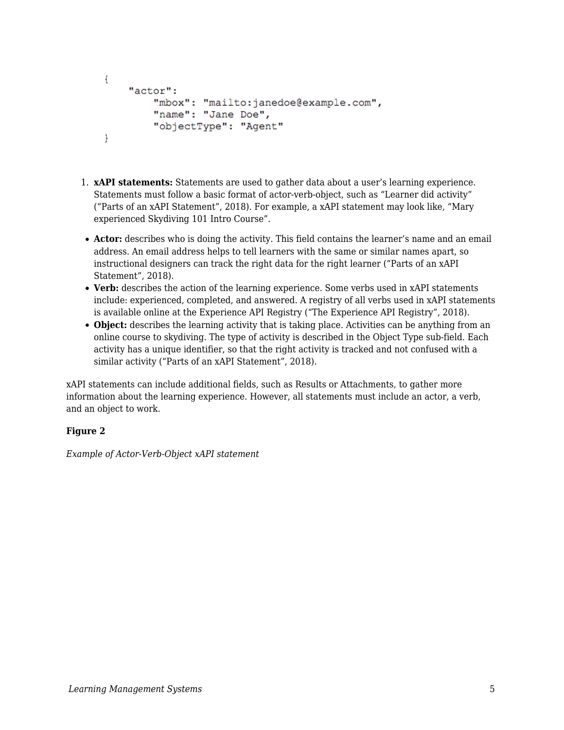```
{
    "actor":
        "mbox": "mailto:janedoe@example.com",
        "name": "Jane Doe",
        "objectType": "Agent"
}
```

1. **xAPI statements:** Statements are used to gather data about a user's learning experience. Statements must follow a basic format of actor-verb-object, such as "Learner did activity" ("Parts of an xAPI Statement", 2018). For example, a xAPI statement may look like, "Mary experienced Skydiving 101 Intro Course".

- **Actor:** describes who is doing the activity. This field contains the learner's name and an email address. An email address helps to tell learners with the same or similar names apart, so instructional designers can track the right data for the right learner ("Parts of an xAPI Statement", 2018).
- **Verb:** describes the action of the learning experience. Some verbs used in xAPI statements include: experienced, completed, and answered. A registry of all verbs used in xAPI statements is available online at the Experience API Registry ("The Experience API Registry", 2018).
- **Object:** describes the learning activity that is taking place. Activities can be anything from an online course to skydiving. The type of activity is described in the Object Type sub-field. Each activity has a unique identifier, so that the right activity is tracked and not confused with a similar activity ("Parts of an xAPI Statement", 2018).

xAPI statements can include additional fields, such as Results or Attachments, to gather more information about the learning experience. However, all statements must include an actor, a verb, and an object to work.

**Figure 2**

*Example of Actor-Verb-Object xAPI statement*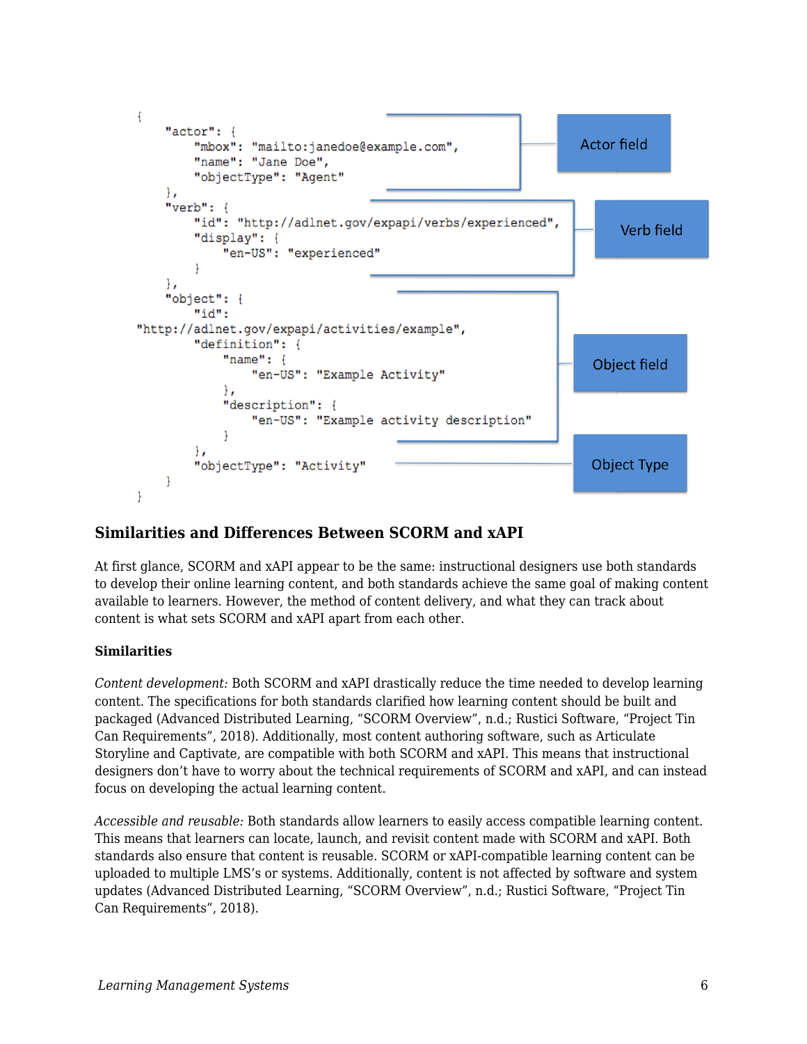```
{
    "actor": {
        "mbox": "mailto:janedoe@example.com",
        "name": "Jane Doe",
        "objectType": "Agent"
    },
    "verb": {
        "id": "http://adlnet.gov/expapi/verbs/experienced",
        "display": {
            "en-US": "experienced"
        }
    },
    "object": {
        "id":
"http://adlnet.gov/expapi/activities/example",
        "definition": {
            "name": {
                "en-US": "Example Activity"
            },
            "description": {
                "en-US": "Example activity description"
            }
        },
        "objectType": "Activity"
    }
}
```

Actor field

Verb field

Object field

Object Type

### Similarities and Differences Between SCORM and xAPI

At first glance, SCORM and xAPI appear to be the same: instructional designers use both standards to develop their online learning content, and both standards achieve the same goal of making content available to learners. However, the method of content delivery, and what they can track about content is what sets SCORM and xAPI apart from each other.

**Similarities**

*Content development:* Both SCORM and xAPI drastically reduce the time needed to develop learning content. The specifications for both standards clarified how learning content should be built and packaged (Advanced Distributed Learning, "SCORM Overview", n.d.; Rustici Software, "Project Tin Can Requirements", 2018). Additionally, most content authoring software, such as Articulate Storyline and Captivate, are compatible with both SCORM and xAPI. This means that instructional designers don't have to worry about the technical requirements of SCORM and xAPI, and can instead focus on developing the actual learning content.

*Accessible and reusable:* Both standards allow learners to easily access compatible learning content. This means that learners can locate, launch, and revisit content made with SCORM and xAPI. Both standards also ensure that content is reusable. SCORM or xAPI-compatible learning content can be uploaded to multiple LMS's or systems. Additionally, content is not affected by software and system updates (Advanced Distributed Learning, "SCORM Overview", n.d.; Rustici Software, "Project Tin Can Requirements", 2018).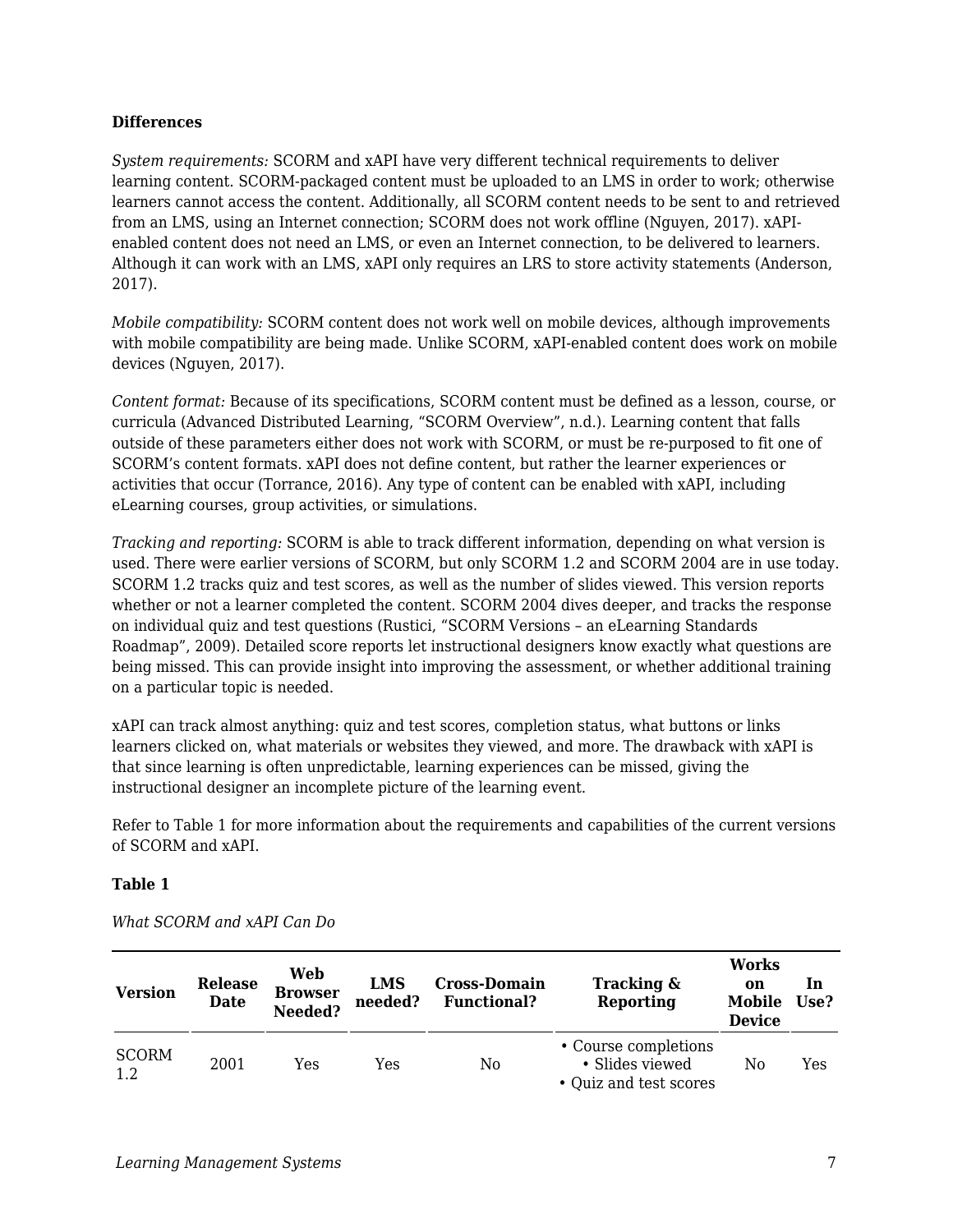**Differences**

*System requirements:* SCORM and xAPI have very different technical requirements to deliver learning content. SCORM-packaged content must be uploaded to an LMS in order to work; otherwise learners cannot access the content. Additionally, all SCORM content needs to be sent to and retrieved from an LMS, using an Internet connection; SCORM does not work offline (Nguyen, 2017). xAPI-enabled content does not need an LMS, or even an Internet connection, to be delivered to learners. Although it can work with an LMS, xAPI only requires an LRS to store activity statements (Anderson, 2017).

*Mobile compatibility:* SCORM content does not work well on mobile devices, although improvements with mobile compatibility are being made. Unlike SCORM, xAPI-enabled content does work on mobile devices (Nguyen, 2017).

*Content format:* Because of its specifications, SCORM content must be defined as a lesson, course, or curricula (Advanced Distributed Learning, "SCORM Overview", n.d.). Learning content that falls outside of these parameters either does not work with SCORM, or must be re-purposed to fit one of SCORM's content formats. xAPI does not define content, but rather the learner experiences or activities that occur (Torrance, 2016). Any type of content can be enabled with xAPI, including eLearning courses, group activities, or simulations.

*Tracking and reporting:* SCORM is able to track different information, depending on what version is used. There were earlier versions of SCORM, but only SCORM 1.2 and SCORM 2004 are in use today. SCORM 1.2 tracks quiz and test scores, as well as the number of slides viewed. This version reports whether or not a learner completed the content. SCORM 2004 dives deeper, and tracks the response on individual quiz and test questions (Rustici, "SCORM Versions – an eLearning Standards Roadmap", 2009). Detailed score reports let instructional designers know exactly what questions are being missed. This can provide insight into improving the assessment, or whether additional training on a particular topic is needed.

xAPI can track almost anything: quiz and test scores, completion status, what buttons or links learners clicked on, what materials or websites they viewed, and more. The drawback with xAPI is that since learning is often unpredictable, learning experiences can be missed, giving the instructional designer an incomplete picture of the learning event.

Refer to Table 1 for more information about the requirements and capabilities of the current versions of SCORM and xAPI.

**Table 1**

*What SCORM and xAPI Can Do*

| Version | Release Date | Web Browser Needed? | LMS needed? | Cross-Domain Functional? | Tracking & Reporting | Works on Mobile Device | In Use? |
|---|---|---|---|---|---|---|---|
| SCORM 1.2 | 2001 | Yes | Yes | No | • Course completions<br>• Slides viewed<br>• Quiz and test scores | No | Yes |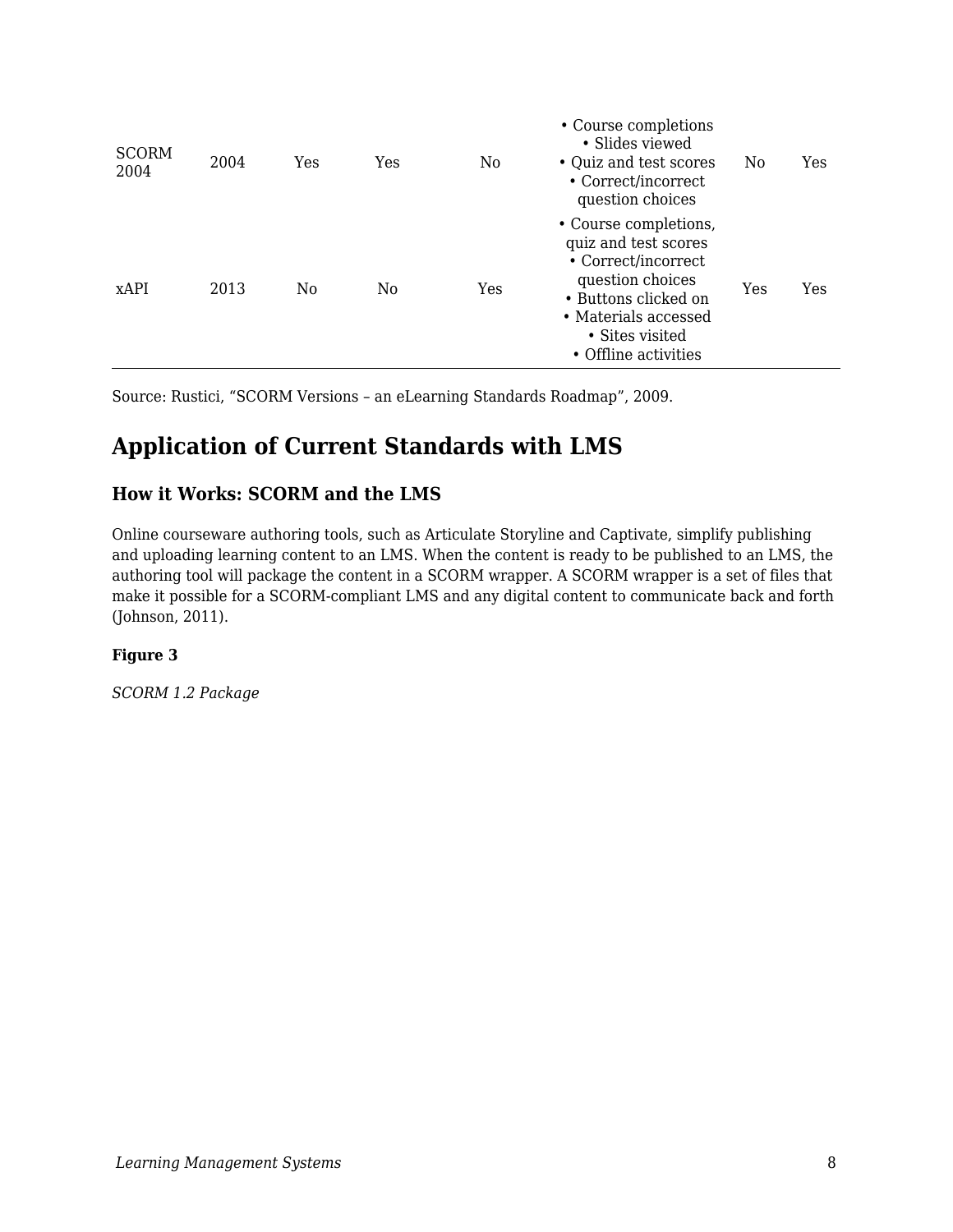| | | | | | | | |
|---|---|---|---|---|---|---|---|
| SCORM 2004 | 2004 | Yes | Yes | No | • Course completions<br>• Slides viewed<br>• Quiz and test scores<br>• Correct/incorrect question choices | No | Yes |
| xAPI | 2013 | No | No | Yes | • Course completions, quiz and test scores<br>• Correct/incorrect question choices<br>• Buttons clicked on<br>• Materials accessed<br>• Sites visited<br>• Offline activities | Yes | Yes |

Source: Rustici, “SCORM Versions – an eLearning Standards Roadmap”, 2009.

## Application of Current Standards with LMS

### How it Works: SCORM and the LMS

Online courseware authoring tools, such as Articulate Storyline and Captivate, simplify publishing and uploading learning content to an LMS. When the content is ready to be published to an LMS, the authoring tool will package the content in a SCORM wrapper. A SCORM wrapper is a set of files that make it possible for a SCORM-compliant LMS and any digital content to communicate back and forth (Johnson, 2011).

**Figure 3**

*SCORM 1.2 Package*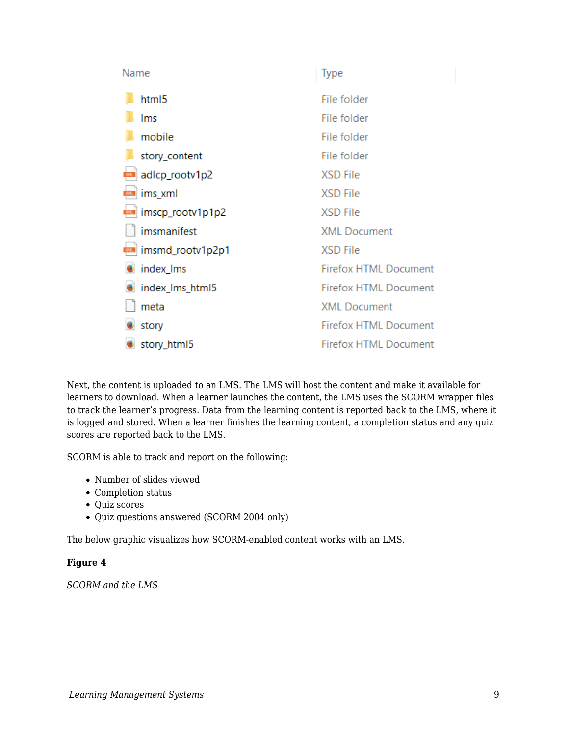| Name | Type |
| --- | --- |
| html5 | File folder |
| lms | File folder |
| mobile | File folder |
| story_content | File folder |
| adlcp_rootv1p2 | XSD File |
| ims_xml | XSD File |
| imscp_rootv1p1p2 | XSD File |
| imsmanifest | XML Document |
| imsmd_rootv1p2p1 | XSD File |
| index_lms | Firefox HTML Document |
| index_lms_html5 | Firefox HTML Document |
| meta | XML Document |
| story | Firefox HTML Document |
| story_html5 | Firefox HTML Document |

Next, the content is uploaded to an LMS. The LMS will host the content and make it available for learners to download. When a learner launches the content, the LMS uses the SCORM wrapper files to track the learner's progress. Data from the learning content is reported back to the LMS, where it is logged and stored. When a learner finishes the learning content, a completion status and any quiz scores are reported back to the LMS.

SCORM is able to track and report on the following:

- Number of slides viewed
- Completion status
- Quiz scores
- Quiz questions answered (SCORM 2004 only)

The below graphic visualizes how SCORM-enabled content works with an LMS.

**Figure 4**

*SCORM and the LMS*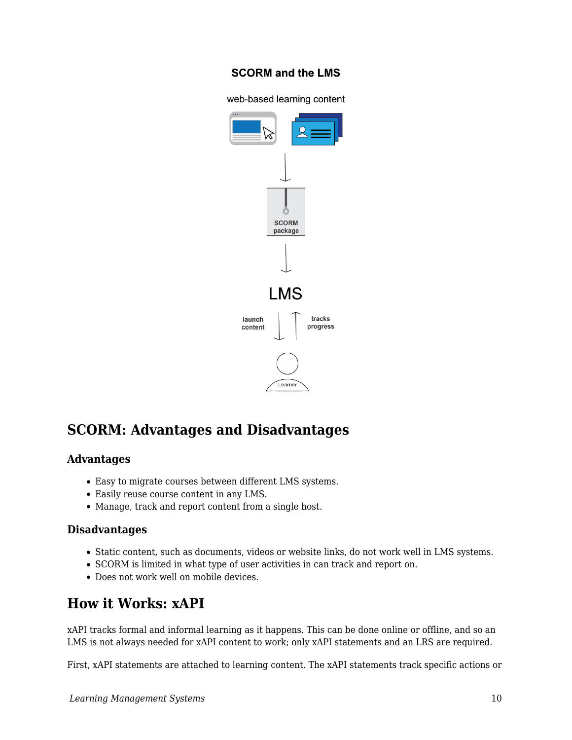**SCORM and the LMS**

web-based learning content

SCORM package

LMS

launch content

tracks progress

Learner

## SCORM: Advantages and Disadvantages

### Advantages

- Easy to migrate courses between different LMS systems.
- Easily reuse course content in any LMS.
- Manage, track and report content from a single host.

### Disadvantages

- Static content, such as documents, videos or website links, do not work well in LMS systems.
- SCORM is limited in what type of user activities in can track and report on.
- Does not work well on mobile devices.

## How it Works: xAPI

xAPI tracks formal and informal learning as it happens. This can be done online or offline, and so an LMS is not always needed for xAPI content to work; only xAPI statements and an LRS are required.

First, xAPI statements are attached to learning content. The xAPI statements track specific actions or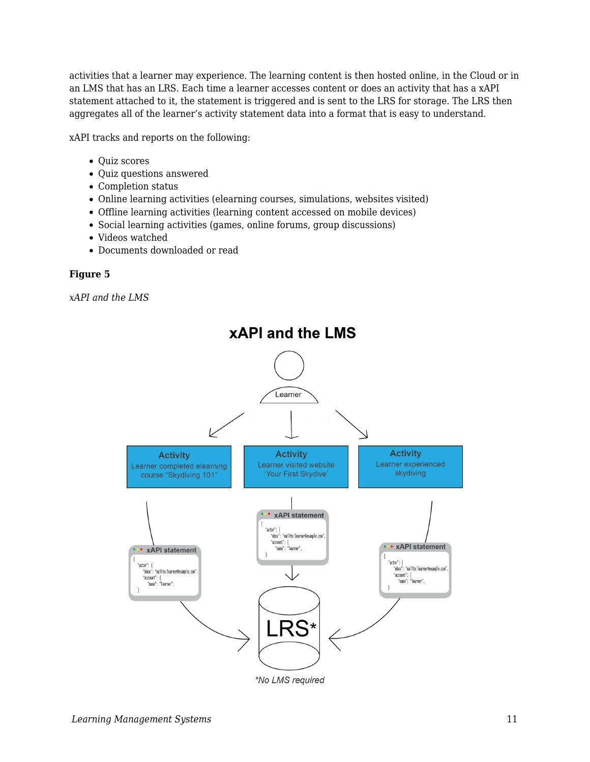activities that a learner may experience. The learning content is then hosted online, in the Cloud or in an LMS that has an LRS. Each time a learner accesses content or does an activity that has a xAPI statement attached to it, the statement is triggered and is sent to the LRS for storage. The LRS then aggregates all of the learner's activity statement data into a format that is easy to understand.

xAPI tracks and reports on the following:

- Quiz scores
- Quiz questions answered
- Completion status
- Online learning activities (elearning courses, simulations, websites visited)
- Offline learning activities (learning content accessed on mobile devices)
- Social learning activities (games, online forums, group discussions)
- Videos watched
- Documents downloaded or read

**Figure 5**

*xAPI and the LMS*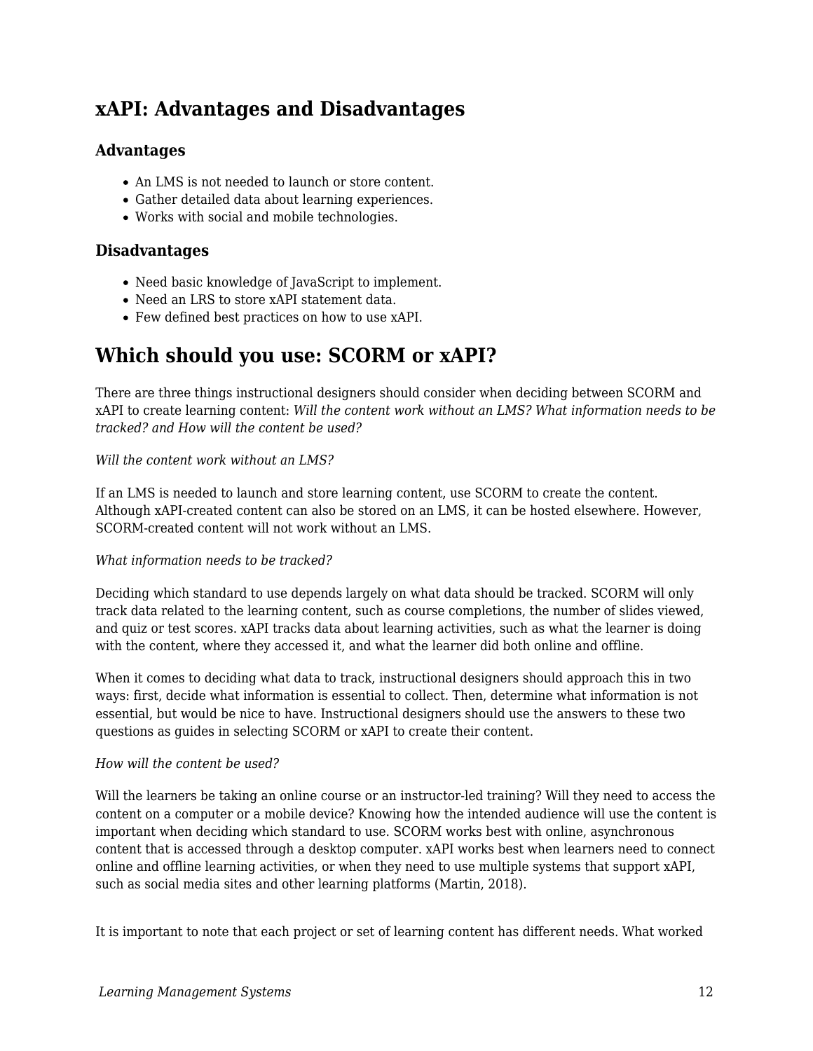## xAPI: Advantages and Disadvantages

### Advantages

- An LMS is not needed to launch or store content.
- Gather detailed data about learning experiences.
- Works with social and mobile technologies.

### Disadvantages

- Need basic knowledge of JavaScript to implement.
- Need an LRS to store xAPI statement data.
- Few defined best practices on how to use xAPI.

# Which should you use: SCORM or xAPI?

There are three things instructional designers should consider when deciding between SCORM and xAPI to create learning content: *Will the content work without an LMS? What information needs to be tracked? and How will the content be used?*

*Will the content work without an LMS?*

If an LMS is needed to launch and store learning content, use SCORM to create the content. Although xAPI-created content can also be stored on an LMS, it can be hosted elsewhere. However, SCORM-created content will not work without an LMS.

*What information needs to be tracked?*

Deciding which standard to use depends largely on what data should be tracked. SCORM will only track data related to the learning content, such as course completions, the number of slides viewed, and quiz or test scores. xAPI tracks data about learning activities, such as what the learner is doing with the content, where they accessed it, and what the learner did both online and offline.

When it comes to deciding what data to track, instructional designers should approach this in two ways: first, decide what information is essential to collect. Then, determine what information is not essential, but would be nice to have. Instructional designers should use the answers to these two questions as guides in selecting SCORM or xAPI to create their content.

*How will the content be used?*

Will the learners be taking an online course or an instructor-led training? Will they need to access the content on a computer or a mobile device? Knowing how the intended audience will use the content is important when deciding which standard to use. SCORM works best with online, asynchronous content that is accessed through a desktop computer. xAPI works best when learners need to connect online and offline learning activities, or when they need to use multiple systems that support xAPI, such as social media sites and other learning platforms (Martin, 2018).

It is important to note that each project or set of learning content has different needs. What worked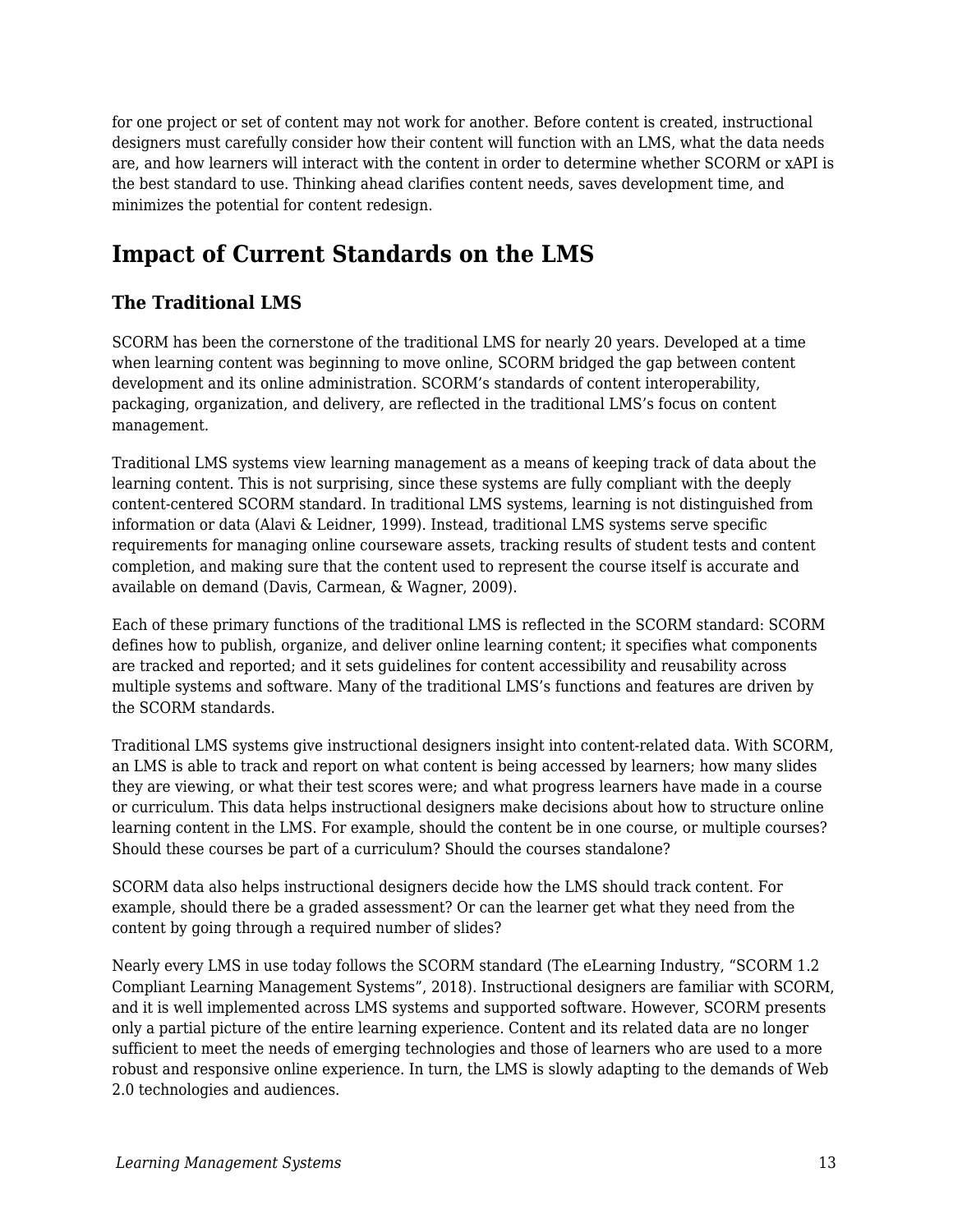for one project or set of content may not work for another. Before content is created, instructional designers must carefully consider how their content will function with an LMS, what the data needs are, and how learners will interact with the content in order to determine whether SCORM or xAPI is the best standard to use. Thinking ahead clarifies content needs, saves development time, and minimizes the potential for content redesign.

## Impact of Current Standards on the LMS

### The Traditional LMS

SCORM has been the cornerstone of the traditional LMS for nearly 20 years. Developed at a time when learning content was beginning to move online, SCORM bridged the gap between content development and its online administration. SCORM's standards of content interoperability, packaging, organization, and delivery, are reflected in the traditional LMS's focus on content management.

Traditional LMS systems view learning management as a means of keeping track of data about the learning content. This is not surprising, since these systems are fully compliant with the deeply content-centered SCORM standard. In traditional LMS systems, learning is not distinguished from information or data (Alavi & Leidner, 1999). Instead, traditional LMS systems serve specific requirements for managing online courseware assets, tracking results of student tests and content completion, and making sure that the content used to represent the course itself is accurate and available on demand (Davis, Carmean, & Wagner, 2009).

Each of these primary functions of the traditional LMS is reflected in the SCORM standard: SCORM defines how to publish, organize, and deliver online learning content; it specifies what components are tracked and reported; and it sets guidelines for content accessibility and reusability across multiple systems and software. Many of the traditional LMS's functions and features are driven by the SCORM standards.

Traditional LMS systems give instructional designers insight into content-related data. With SCORM, an LMS is able to track and report on what content is being accessed by learners; how many slides they are viewing, or what their test scores were; and what progress learners have made in a course or curriculum. This data helps instructional designers make decisions about how to structure online learning content in the LMS. For example, should the content be in one course, or multiple courses? Should these courses be part of a curriculum? Should the courses standalone?

SCORM data also helps instructional designers decide how the LMS should track content. For example, should there be a graded assessment? Or can the learner get what they need from the content by going through a required number of slides?

Nearly every LMS in use today follows the SCORM standard (The eLearning Industry, "SCORM 1.2 Compliant Learning Management Systems", 2018). Instructional designers are familiar with SCORM, and it is well implemented across LMS systems and supported software. However, SCORM presents only a partial picture of the entire learning experience. Content and its related data are no longer sufficient to meet the needs of emerging technologies and those of learners who are used to a more robust and responsive online experience. In turn, the LMS is slowly adapting to the demands of Web 2.0 technologies and audiences.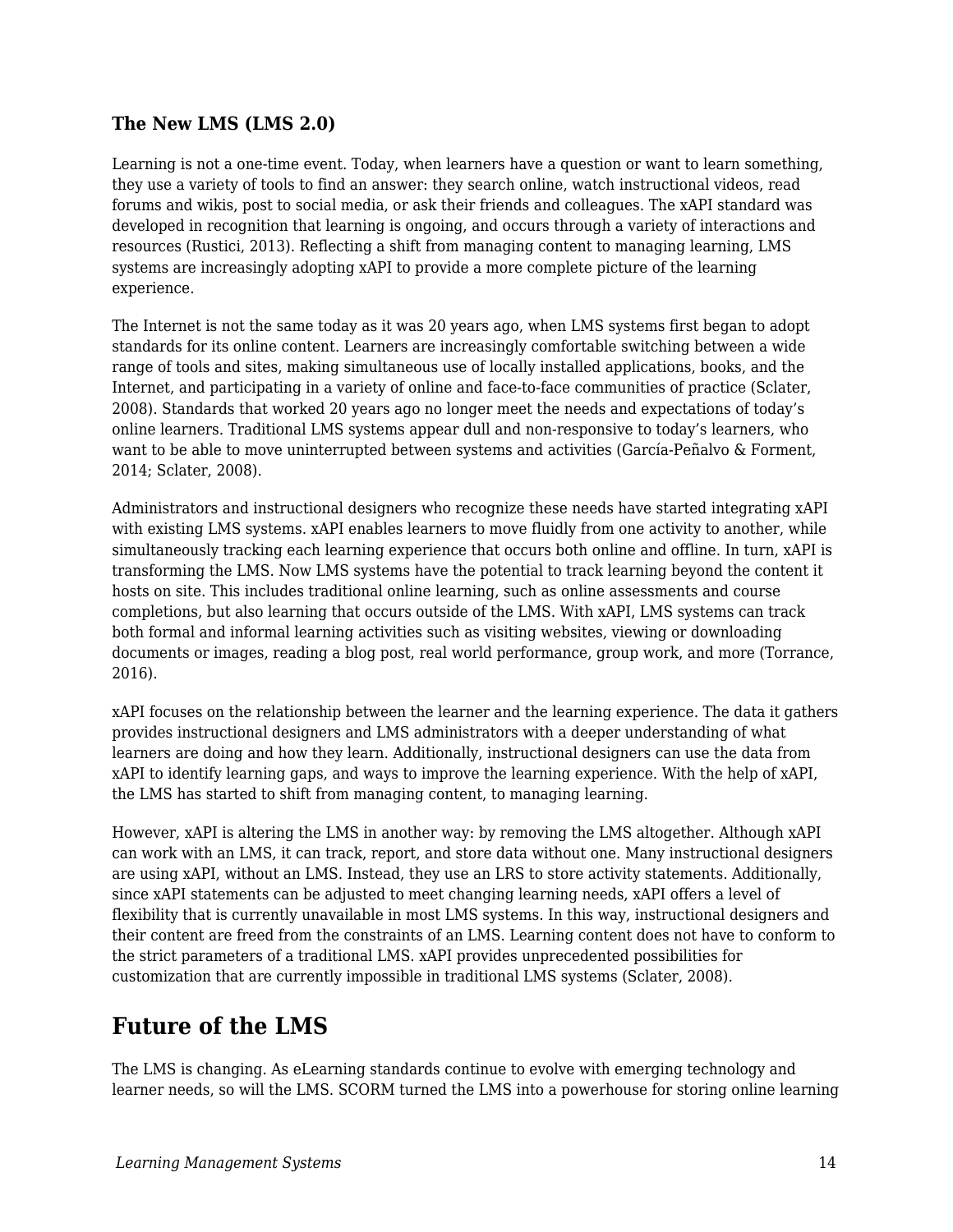### The New LMS (LMS 2.0)

Learning is not a one-time event. Today, when learners have a question or want to learn something, they use a variety of tools to find an answer: they search online, watch instructional videos, read forums and wikis, post to social media, or ask their friends and colleagues. The xAPI standard was developed in recognition that learning is ongoing, and occurs through a variety of interactions and resources (Rustici, 2013). Reflecting a shift from managing content to managing learning, LMS systems are increasingly adopting xAPI to provide a more complete picture of the learning experience.

The Internet is not the same today as it was 20 years ago, when LMS systems first began to adopt standards for its online content. Learners are increasingly comfortable switching between a wide range of tools and sites, making simultaneous use of locally installed applications, books, and the Internet, and participating in a variety of online and face-to-face communities of practice (Sclater, 2008). Standards that worked 20 years ago no longer meet the needs and expectations of today's online learners. Traditional LMS systems appear dull and non-responsive to today's learners, who want to be able to move uninterrupted between systems and activities (García-Peñalvo & Forment, 2014; Sclater, 2008).

Administrators and instructional designers who recognize these needs have started integrating xAPI with existing LMS systems. xAPI enables learners to move fluidly from one activity to another, while simultaneously tracking each learning experience that occurs both online and offline. In turn, xAPI is transforming the LMS. Now LMS systems have the potential to track learning beyond the content it hosts on site. This includes traditional online learning, such as online assessments and course completions, but also learning that occurs outside of the LMS. With xAPI, LMS systems can track both formal and informal learning activities such as visiting websites, viewing or downloading documents or images, reading a blog post, real world performance, group work, and more (Torrance, 2016).

xAPI focuses on the relationship between the learner and the learning experience. The data it gathers provides instructional designers and LMS administrators with a deeper understanding of what learners are doing and how they learn. Additionally, instructional designers can use the data from xAPI to identify learning gaps, and ways to improve the learning experience. With the help of xAPI, the LMS has started to shift from managing content, to managing learning.

However, xAPI is altering the LMS in another way: by removing the LMS altogether. Although xAPI can work with an LMS, it can track, report, and store data without one. Many instructional designers are using xAPI, without an LMS. Instead, they use an LRS to store activity statements. Additionally, since xAPI statements can be adjusted to meet changing learning needs, xAPI offers a level of flexibility that is currently unavailable in most LMS systems. In this way, instructional designers and their content are freed from the constraints of an LMS. Learning content does not have to conform to the strict parameters of a traditional LMS. xAPI provides unprecedented possibilities for customization that are currently impossible in traditional LMS systems (Sclater, 2008).

## Future of the LMS

The LMS is changing. As eLearning standards continue to evolve with emerging technology and learner needs, so will the LMS. SCORM turned the LMS into a powerhouse for storing online learning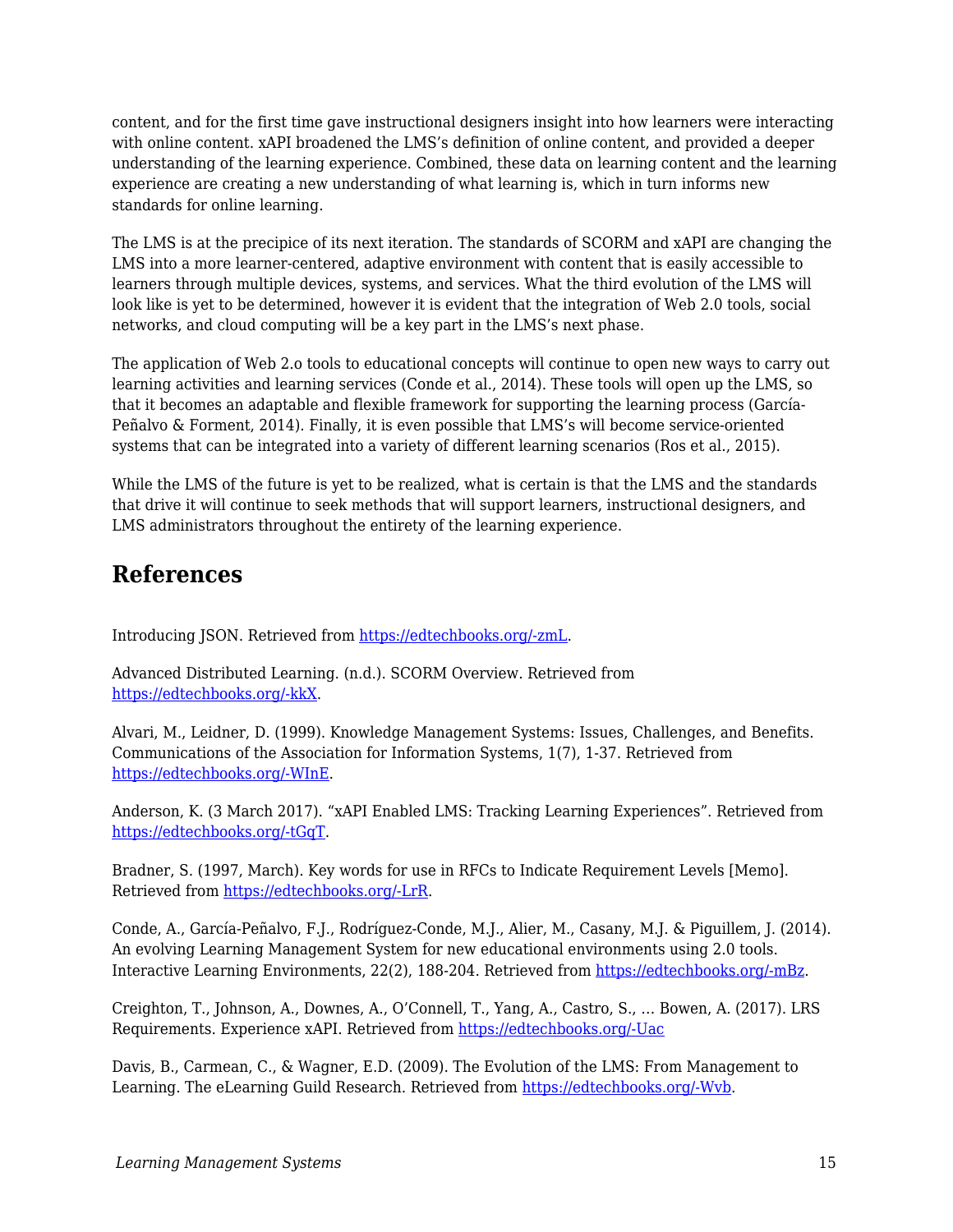content, and for the first time gave instructional designers insight into how learners were interacting with online content. xAPI broadened the LMS's definition of online content, and provided a deeper understanding of the learning experience. Combined, these data on learning content and the learning experience are creating a new understanding of what learning is, which in turn informs new standards for online learning.

The LMS is at the precipice of its next iteration. The standards of SCORM and xAPI are changing the LMS into a more learner-centered, adaptive environment with content that is easily accessible to learners through multiple devices, systems, and services. What the third evolution of the LMS will look like is yet to be determined, however it is evident that the integration of Web 2.0 tools, social networks, and cloud computing will be a key part in the LMS's next phase.

The application of Web 2.o tools to educational concepts will continue to open new ways to carry out learning activities and learning services (Conde et al., 2014). These tools will open up the LMS, so that it becomes an adaptable and flexible framework for supporting the learning process (García-Peñalvo & Forment, 2014). Finally, it is even possible that LMS's will become service-oriented systems that can be integrated into a variety of different learning scenarios (Ros et al., 2015).

While the LMS of the future is yet to be realized, what is certain is that the LMS and the standards that drive it will continue to seek methods that will support learners, instructional designers, and LMS administrators throughout the entirety of the learning experience.

## References

Introducing JSON. Retrieved from [https://edtechbooks.org/-zmL](https://edtechbooks.org/-zmL).

Advanced Distributed Learning. (n.d.). SCORM Overview. Retrieved from [https://edtechbooks.org/-kkX](https://edtechbooks.org/-kkX).

Alvari, M., Leidner, D. (1999). Knowledge Management Systems: Issues, Challenges, and Benefits. Communications of the Association for Information Systems, 1(7), 1-37. Retrieved from [https://edtechbooks.org/-WInE](https://edtechbooks.org/-WInE).

Anderson, K. (3 March 2017). "xAPI Enabled LMS: Tracking Learning Experiences". Retrieved from [https://edtechbooks.org/-tGqT](https://edtechbooks.org/-tGqT).

Bradner, S. (1997, March). Key words for use in RFCs to Indicate Requirement Levels [Memo]. Retrieved from [https://edtechbooks.org/-LrR](https://edtechbooks.org/-LrR).

Conde, A., García-Peñalvo, F.J., Rodríguez-Conde, M.J., Alier, M., Casany, M.J. & Piguillem, J. (2014). An evolving Learning Management System for new educational environments using 2.0 tools. Interactive Learning Environments, 22(2), 188-204. Retrieved from [https://edtechbooks.org/-mBz](https://edtechbooks.org/-mBz).

Creighton, T., Johnson, A., Downes, A., O'Connell, T., Yang, A., Castro, S., … Bowen, A. (2017). LRS Requirements. Experience xAPI. Retrieved from [https://edtechbooks.org/-Uac](https://edtechbooks.org/-Uac)

Davis, B., Carmean, C., & Wagner, E.D. (2009). The Evolution of the LMS: From Management to Learning. The eLearning Guild Research. Retrieved from [https://edtechbooks.org/-Wvb](https://edtechbooks.org/-Wvb).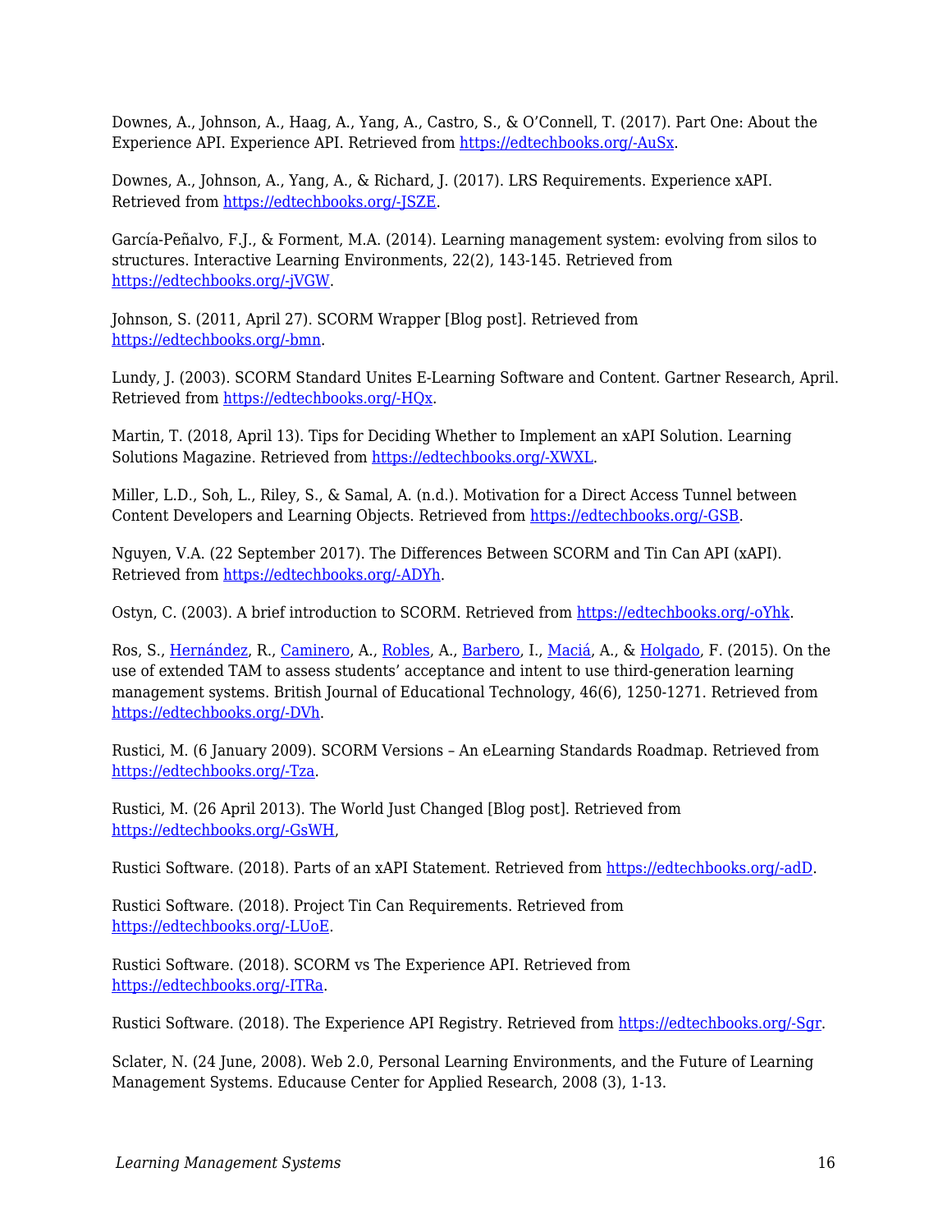Downes, A., Johnson, A., Haag, A., Yang, A., Castro, S., & O'Connell, T. (2017). Part One: About the Experience API. Experience API. Retrieved from https://edtechbooks.org/-AuSx.

Downes, A., Johnson, A., Yang, A., & Richard, J. (2017). LRS Requirements. Experience xAPI. Retrieved from https://edtechbooks.org/-JSZE.

García-Peñalvo, F.J., & Forment, M.A. (2014). Learning management system: evolving from silos to structures. Interactive Learning Environments, 22(2), 143-145. Retrieved from https://edtechbooks.org/-jVGW.

Johnson, S. (2011, April 27). SCORM Wrapper [Blog post]. Retrieved from https://edtechbooks.org/-bmn.

Lundy, J. (2003). SCORM Standard Unites E-Learning Software and Content. Gartner Research, April. Retrieved from https://edtechbooks.org/-HQx.

Martin, T. (2018, April 13). Tips for Deciding Whether to Implement an xAPI Solution. Learning Solutions Magazine. Retrieved from https://edtechbooks.org/-XWXL.

Miller, L.D., Soh, L., Riley, S., & Samal, A. (n.d.). Motivation for a Direct Access Tunnel between Content Developers and Learning Objects. Retrieved from https://edtechbooks.org/-GSB.

Nguyen, V.A. (22 September 2017). The Differences Between SCORM and Tin Can API (xAPI). Retrieved from https://edtechbooks.org/-ADYh.

Ostyn, C. (2003). A brief introduction to SCORM. Retrieved from https://edtechbooks.org/-oYhk.

Ros, S., Hernández, R., Caminero, A., Robles, A., Barbero, I., Maciá, A., & Holgado, F. (2015). On the use of extended TAM to assess students' acceptance and intent to use third-generation learning management systems. British Journal of Educational Technology, 46(6), 1250-1271. Retrieved from https://edtechbooks.org/-DVh.

Rustici, M. (6 January 2009). SCORM Versions – An eLearning Standards Roadmap. Retrieved from https://edtechbooks.org/-Tza.

Rustici, M. (26 April 2013). The World Just Changed [Blog post]. Retrieved from https://edtechbooks.org/-GsWH,

Rustici Software. (2018). Parts of an xAPI Statement. Retrieved from https://edtechbooks.org/-adD.

Rustici Software. (2018). Project Tin Can Requirements. Retrieved from https://edtechbooks.org/-LUoE.

Rustici Software. (2018). SCORM vs The Experience API. Retrieved from https://edtechbooks.org/-ITRa.

Rustici Software. (2018). The Experience API Registry. Retrieved from https://edtechbooks.org/-Sgr.

Sclater, N. (24 June, 2008). Web 2.0, Personal Learning Environments, and the Future of Learning Management Systems. Educause Center for Applied Research, 2008 (3), 1-13.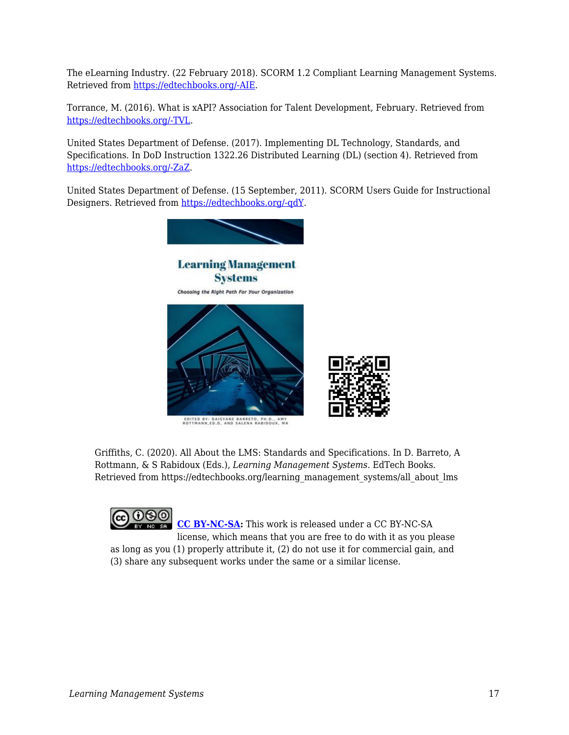The eLearning Industry. (22 February 2018). SCORM 1.2 Compliant Learning Management Systems. Retrieved from [https://edtechbooks.org/-AIE](https://edtechbooks.org/-AIE).

Torrance, M. (2016). What is xAPI? Association for Talent Development, February. Retrieved from [https://edtechbooks.org/-TVL](https://edtechbooks.org/-TVL).

United States Department of Defense. (2017). Implementing DL Technology, Standards, and Specifications. In DoD Instruction 1322.26 Distributed Learning (DL) (section 4). Retrieved from [https://edtechbooks.org/-ZaZ](https://edtechbooks.org/-ZaZ).

United States Department of Defense. (15 September, 2011). SCORM Users Guide for Instructional Designers. Retrieved from [https://edtechbooks.org/-qdY](https://edtechbooks.org/-qdY).

Griffiths, C. (2020). All About the LMS: Standards and Specifications. In D. Barreto, A Rottmann, & S Rabidoux (Eds.), *Learning Management Systems*. EdTech Books. Retrieved from https://edtechbooks.org/learning_management_systems/all_about_lms

**CC BY-NC-SA:** This work is released under a CC BY-NC-SA license, which means that you are free to do with it as you please as long as you (1) properly attribute it, (2) do not use it for commercial gain, and (3) share any subsequent works under the same or a similar license.